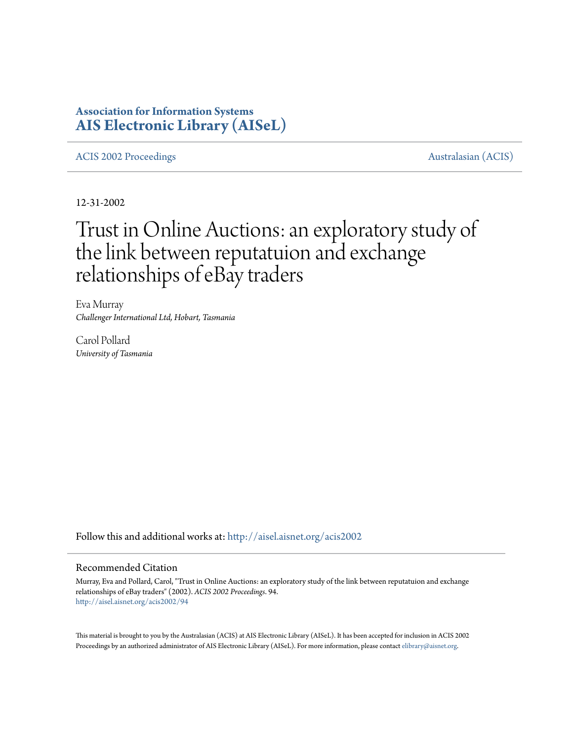# Association for Information Systems
# AIS Electronic Library (AISeL)

ACIS 2002 Proceedings | Australasian (ACIS)

12-31-2002

# Trust in Online Auctions: an exploratory study of the link between reputatuion and exchange relationships of eBay traders

Eva Murray
*Challenger International Ltd, Hobart, Tasmania*

Carol Pollard
*University of Tasmania*

Follow this and additional works at: http://aisel.aisnet.org/acis2002

## Recommended Citation

Murray, Eva and Pollard, Carol, "Trust in Online Auctions: an exploratory study of the link between reputatuion and exchange relationships of eBay traders" (2002). *ACIS 2002 Proceedings*. 94.
http://aisel.aisnet.org/acis2002/94

This material is brought to you by the Australasian (ACIS) at AIS Electronic Library (AISeL). It has been accepted for inclusion in ACIS 2002 Proceedings by an authorized administrator of AIS Electronic Library (AISeL). For more information, please contact elibrary@aisnet.org.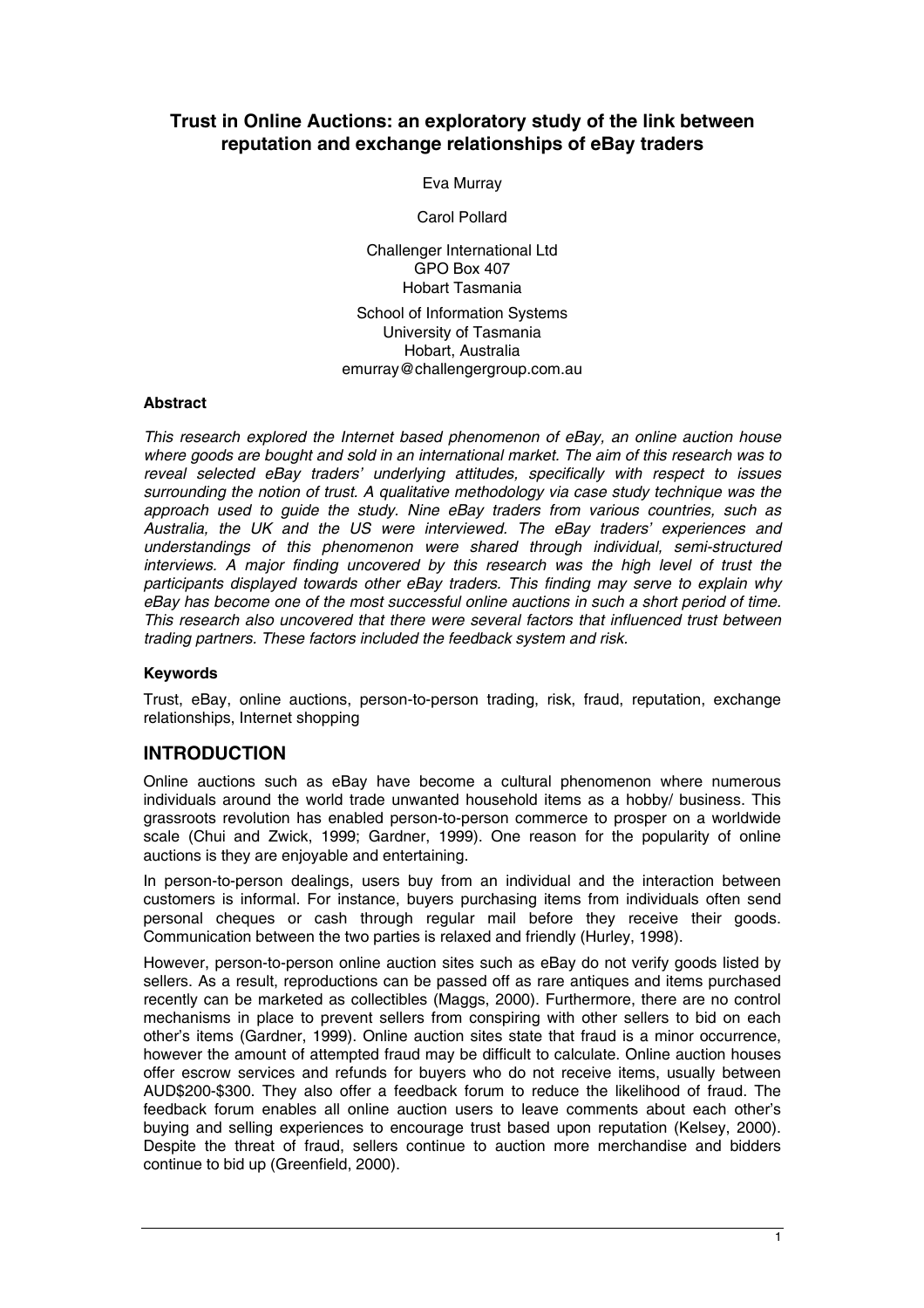# Trust in Online Auctions: an exploratory study of the link between reputation and exchange relationships of eBay traders

Eva Murray

Carol Pollard

Challenger International Ltd
GPO Box 407
Hobart Tasmania

School of Information Systems
University of Tasmania
Hobart, Australia
emurray@challengergroup.com.au

### Abstract

*This research explored the Internet based phenomenon of eBay, an online auction house where goods are bought and sold in an international market. The aim of this research was to reveal selected eBay traders' underlying attitudes, specifically with respect to issues surrounding the notion of trust. A qualitative methodology via case study technique was the approach used to guide the study. Nine eBay traders from various countries, such as Australia, the UK and the US were interviewed. The eBay traders' experiences and understandings of this phenomenon were shared through individual, semi-structured interviews. A major finding uncovered by this research was the high level of trust the participants displayed towards other eBay traders. This finding may serve to explain why eBay has become one of the most successful online auctions in such a short period of time. This research also uncovered that there were several factors that influenced trust between trading partners. These factors included the feedback system and risk.*

### Keywords

Trust, eBay, online auctions, person-to-person trading, risk, fraud, reputation, exchange relationships, Internet shopping

## INTRODUCTION

Online auctions such as eBay have become a cultural phenomenon where numerous individuals around the world trade unwanted household items as a hobby/ business. This grassroots revolution has enabled person-to-person commerce to prosper on a worldwide scale (Chui and Zwick, 1999; Gardner, 1999). One reason for the popularity of online auctions is they are enjoyable and entertaining.

In person-to-person dealings, users buy from an individual and the interaction between customers is informal. For instance, buyers purchasing items from individuals often send personal cheques or cash through regular mail before they receive their goods. Communication between the two parties is relaxed and friendly (Hurley, 1998).

However, person-to-person online auction sites such as eBay do not verify goods listed by sellers. As a result, reproductions can be passed off as rare antiques and items purchased recently can be marketed as collectibles (Maggs, 2000). Furthermore, there are no control mechanisms in place to prevent sellers from conspiring with other sellers to bid on each other's items (Gardner, 1999). Online auction sites state that fraud is a minor occurrence, however the amount of attempted fraud may be difficult to calculate. Online auction houses offer escrow services and refunds for buyers who do not receive items, usually between AUD$200-$300. They also offer a feedback forum to reduce the likelihood of fraud. The feedback forum enables all online auction users to leave comments about each other's buying and selling experiences to encourage trust based upon reputation (Kelsey, 2000). Despite the threat of fraud, sellers continue to auction more merchandise and bidders continue to bid up (Greenfield, 2000).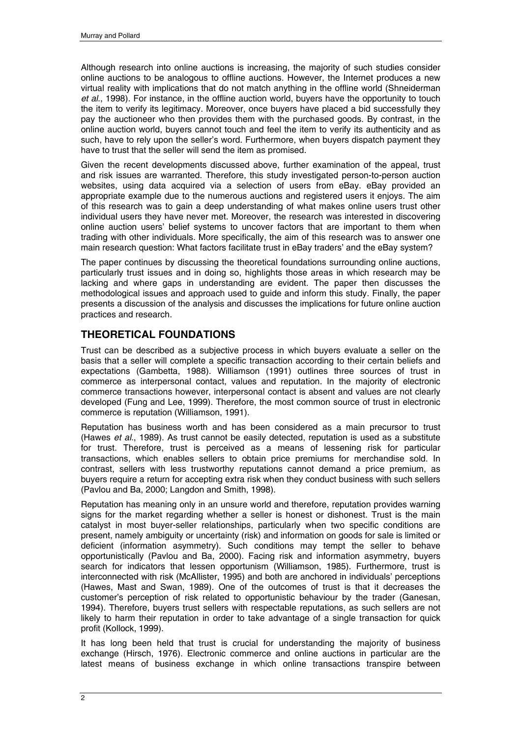Although research into online auctions is increasing, the majority of such studies consider online auctions to be analogous to offline auctions. However, the Internet produces a new virtual reality with implications that do not match anything in the offline world (Shneiderman *et al*., 1998). For instance, in the offline auction world, buyers have the opportunity to touch the item to verify its legitimacy. Moreover, once buyers have placed a bid successfully they pay the auctioneer who then provides them with the purchased goods. By contrast, in the online auction world, buyers cannot touch and feel the item to verify its authenticity and as such, have to rely upon the seller's word. Furthermore, when buyers dispatch payment they have to trust that the seller will send the item as promised.

Given the recent developments discussed above, further examination of the appeal, trust and risk issues are warranted. Therefore, this study investigated person-to-person auction websites, using data acquired via a selection of users from eBay. eBay provided an appropriate example due to the numerous auctions and registered users it enjoys. The aim of this research was to gain a deep understanding of what makes online users trust other individual users they have never met. Moreover, the research was interested in discovering online auction users' belief systems to uncover factors that are important to them when trading with other individuals. More specifically, the aim of this research was to answer one main research question: What factors facilitate trust in eBay traders' and the eBay system?

The paper continues by discussing the theoretical foundations surrounding online auctions, particularly trust issues and in doing so, highlights those areas in which research may be lacking and where gaps in understanding are evident. The paper then discusses the methodological issues and approach used to guide and inform this study. Finally, the paper presents a discussion of the analysis and discusses the implications for future online auction practices and research.

## THEORETICAL FOUNDATIONS

Trust can be described as a subjective process in which buyers evaluate a seller on the basis that a seller will complete a specific transaction according to their certain beliefs and expectations (Gambetta, 1988). Williamson (1991) outlines three sources of trust in commerce as interpersonal contact, values and reputation. In the majority of electronic commerce transactions however, interpersonal contact is absent and values are not clearly developed (Fung and Lee, 1999). Therefore, the most common source of trust in electronic commerce is reputation (Williamson, 1991).

Reputation has business worth and has been considered as a main precursor to trust (Hawes *et al*., 1989). As trust cannot be easily detected, reputation is used as a substitute for trust. Therefore, trust is perceived as a means of lessening risk for particular transactions, which enables sellers to obtain price premiums for merchandise sold. In contrast, sellers with less trustworthy reputations cannot demand a price premium, as buyers require a return for accepting extra risk when they conduct business with such sellers (Pavlou and Ba, 2000; Langdon and Smith, 1998).

Reputation has meaning only in an unsure world and therefore, reputation provides warning signs for the market regarding whether a seller is honest or dishonest. Trust is the main catalyst in most buyer-seller relationships, particularly when two specific conditions are present, namely ambiguity or uncertainty (risk) and information on goods for sale is limited or deficient (information asymmetry). Such conditions may tempt the seller to behave opportunistically (Pavlou and Ba, 2000). Facing risk and information asymmetry, buyers search for indicators that lessen opportunism (Williamson, 1985). Furthermore, trust is interconnected with risk (McAllister, 1995) and both are anchored in individuals' perceptions (Hawes, Mast and Swan, 1989). One of the outcomes of trust is that it decreases the customer's perception of risk related to opportunistic behaviour by the trader (Ganesan, 1994). Therefore, buyers trust sellers with respectable reputations, as such sellers are not likely to harm their reputation in order to take advantage of a single transaction for quick profit (Kollock, 1999).

It has long been held that trust is crucial for understanding the majority of business exchange (Hirsch, 1976). Electronic commerce and online auctions in particular are the latest means of business exchange in which online transactions transpire between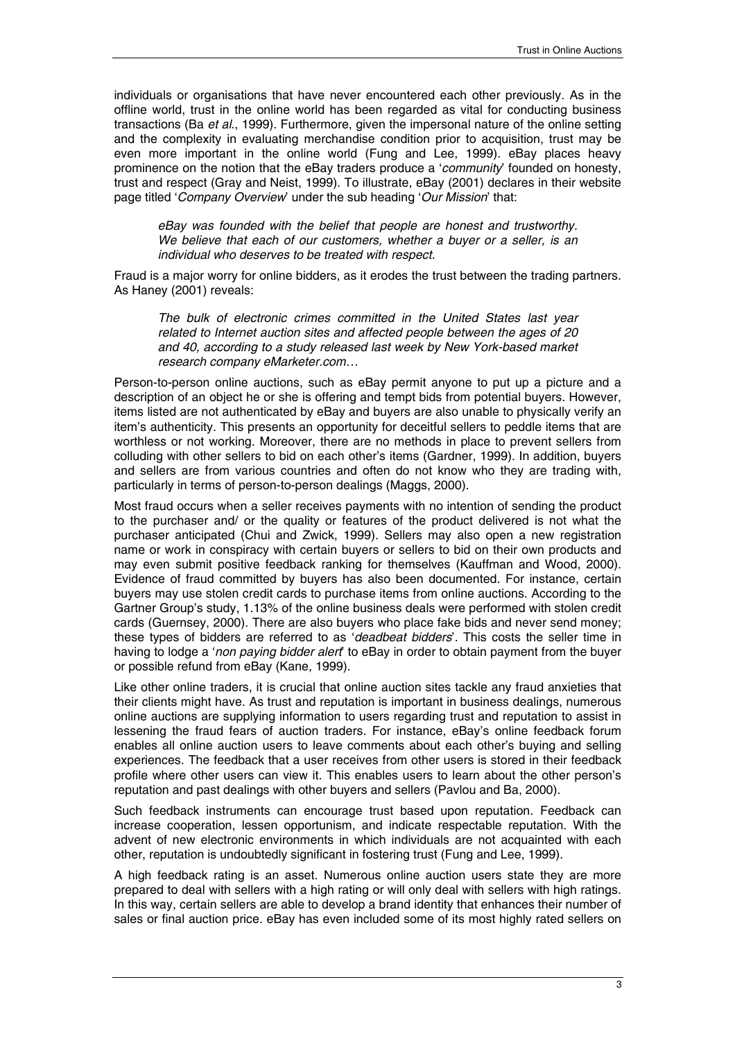individuals or organisations that have never encountered each other previously. As in the offline world, trust in the online world has been regarded as vital for conducting business transactions (Ba *et al.*, 1999). Furthermore, given the impersonal nature of the online setting and the complexity in evaluating merchandise condition prior to acquisition, trust may be even more important in the online world (Fung and Lee, 1999). eBay places heavy prominence on the notion that the eBay traders produce a '*community*' founded on honesty, trust and respect (Gray and Neist, 1999). To illustrate, eBay (2001) declares in their website page titled '*Company Overview*' under the sub heading '*Our Mission*' that:

> *eBay was founded with the belief that people are honest and trustworthy. We believe that each of our customers, whether a buyer or a seller, is an individual who deserves to be treated with respect.*

Fraud is a major worry for online bidders, as it erodes the trust between the trading partners. As Haney (2001) reveals:

> *The bulk of electronic crimes committed in the United States last year related to Internet auction sites and affected people between the ages of 20 and 40, according to a study released last week by New York-based market research company eMarketer.com…*

Person-to-person online auctions, such as eBay permit anyone to put up a picture and a description of an object he or she is offering and tempt bids from potential buyers. However, items listed are not authenticated by eBay and buyers are also unable to physically verify an item's authenticity. This presents an opportunity for deceitful sellers to peddle items that are worthless or not working. Moreover, there are no methods in place to prevent sellers from colluding with other sellers to bid on each other's items (Gardner, 1999). In addition, buyers and sellers are from various countries and often do not know who they are trading with, particularly in terms of person-to-person dealings (Maggs, 2000).

Most fraud occurs when a seller receives payments with no intention of sending the product to the purchaser and/ or the quality or features of the product delivered is not what the purchaser anticipated (Chui and Zwick, 1999). Sellers may also open a new registration name or work in conspiracy with certain buyers or sellers to bid on their own products and may even submit positive feedback ranking for themselves (Kauffman and Wood, 2000). Evidence of fraud committed by buyers has also been documented. For instance, certain buyers may use stolen credit cards to purchase items from online auctions. According to the Gartner Group's study, 1.13% of the online business deals were performed with stolen credit cards (Guernsey, 2000). There are also buyers who place fake bids and never send money; these types of bidders are referred to as '*deadbeat bidders*'. This costs the seller time in having to lodge a '*non paying bidder alert*' to eBay in order to obtain payment from the buyer or possible refund from eBay (Kane, 1999).

Like other online traders, it is crucial that online auction sites tackle any fraud anxieties that their clients might have. As trust and reputation is important in business dealings, numerous online auctions are supplying information to users regarding trust and reputation to assist in lessening the fraud fears of auction traders. For instance, eBay's online feedback forum enables all online auction users to leave comments about each other's buying and selling experiences. The feedback that a user receives from other users is stored in their feedback profile where other users can view it. This enables users to learn about the other person's reputation and past dealings with other buyers and sellers (Pavlou and Ba, 2000).

Such feedback instruments can encourage trust based upon reputation. Feedback can increase cooperation, lessen opportunism, and indicate respectable reputation. With the advent of new electronic environments in which individuals are not acquainted with each other, reputation is undoubtedly significant in fostering trust (Fung and Lee, 1999).

A high feedback rating is an asset. Numerous online auction users state they are more prepared to deal with sellers with a high rating or will only deal with sellers with high ratings. In this way, certain sellers are able to develop a brand identity that enhances their number of sales or final auction price. eBay has even included some of its most highly rated sellers on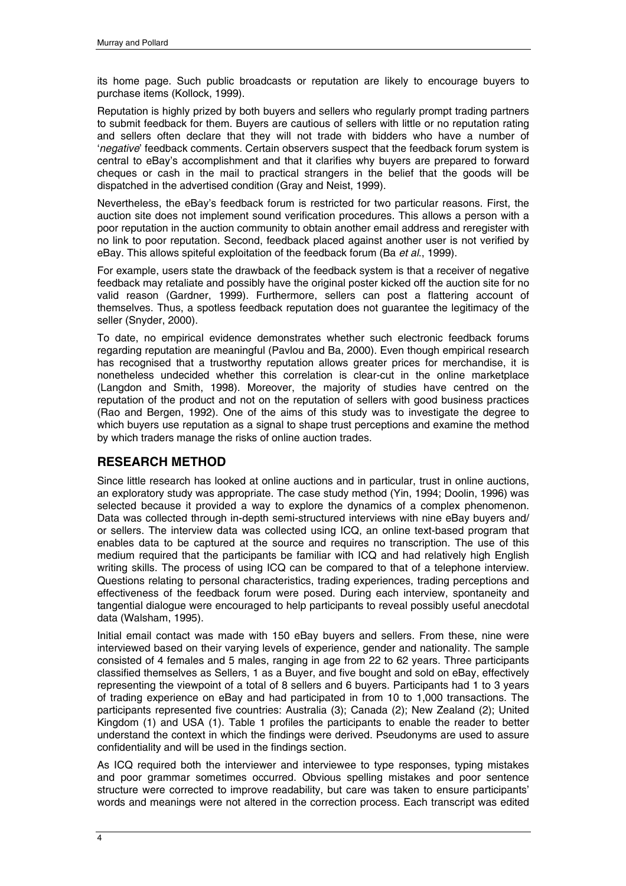its home page. Such public broadcasts or reputation are likely to encourage buyers to purchase items (Kollock, 1999).

Reputation is highly prized by both buyers and sellers who regularly prompt trading partners to submit feedback for them. Buyers are cautious of sellers with little or no reputation rating and sellers often declare that they will not trade with bidders who have a number of '*negative*' feedback comments. Certain observers suspect that the feedback forum system is central to eBay's accomplishment and that it clarifies why buyers are prepared to forward cheques or cash in the mail to practical strangers in the belief that the goods will be dispatched in the advertised condition (Gray and Neist, 1999).

Nevertheless, the eBay's feedback forum is restricted for two particular reasons. First, the auction site does not implement sound verification procedures. This allows a person with a poor reputation in the auction community to obtain another email address and reregister with no link to poor reputation. Second, feedback placed against another user is not verified by eBay. This allows spiteful exploitation of the feedback forum (Ba *et al*., 1999).

For example, users state the drawback of the feedback system is that a receiver of negative feedback may retaliate and possibly have the original poster kicked off the auction site for no valid reason (Gardner, 1999). Furthermore, sellers can post a flattering account of themselves. Thus, a spotless feedback reputation does not guarantee the legitimacy of the seller (Snyder, 2000).

To date, no empirical evidence demonstrates whether such electronic feedback forums regarding reputation are meaningful (Pavlou and Ba, 2000). Even though empirical research has recognised that a trustworthy reputation allows greater prices for merchandise, it is nonetheless undecided whether this correlation is clear-cut in the online marketplace (Langdon and Smith, 1998). Moreover, the majority of studies have centred on the reputation of the product and not on the reputation of sellers with good business practices (Rao and Bergen, 1992). One of the aims of this study was to investigate the degree to which buyers use reputation as a signal to shape trust perceptions and examine the method by which traders manage the risks of online auction trades.

## RESEARCH METHOD

Since little research has looked at online auctions and in particular, trust in online auctions, an exploratory study was appropriate. The case study method (Yin, 1994; Doolin, 1996) was selected because it provided a way to explore the dynamics of a complex phenomenon. Data was collected through in-depth semi-structured interviews with nine eBay buyers and/ or sellers. The interview data was collected using ICQ, an online text-based program that enables data to be captured at the source and requires no transcription. The use of this medium required that the participants be familiar with ICQ and had relatively high English writing skills. The process of using ICQ can be compared to that of a telephone interview. Questions relating to personal characteristics, trading experiences, trading perceptions and effectiveness of the feedback forum were posed. During each interview, spontaneity and tangential dialogue were encouraged to help participants to reveal possibly useful anecdotal data (Walsham, 1995).

Initial email contact was made with 150 eBay buyers and sellers. From these, nine were interviewed based on their varying levels of experience, gender and nationality. The sample consisted of 4 females and 5 males, ranging in age from 22 to 62 years. Three participants classified themselves as Sellers, 1 as a Buyer, and five bought and sold on eBay, effectively representing the viewpoint of a total of 8 sellers and 6 buyers. Participants had 1 to 3 years of trading experience on eBay and had participated in from 10 to 1,000 transactions. The participants represented five countries: Australia (3); Canada (2); New Zealand (2); United Kingdom (1) and USA (1). Table 1 profiles the participants to enable the reader to better understand the context in which the findings were derived. Pseudonyms are used to assure confidentiality and will be used in the findings section.

As ICQ required both the interviewer and interviewee to type responses, typing mistakes and poor grammar sometimes occurred. Obvious spelling mistakes and poor sentence structure were corrected to improve readability, but care was taken to ensure participants' words and meanings were not altered in the correction process. Each transcript was edited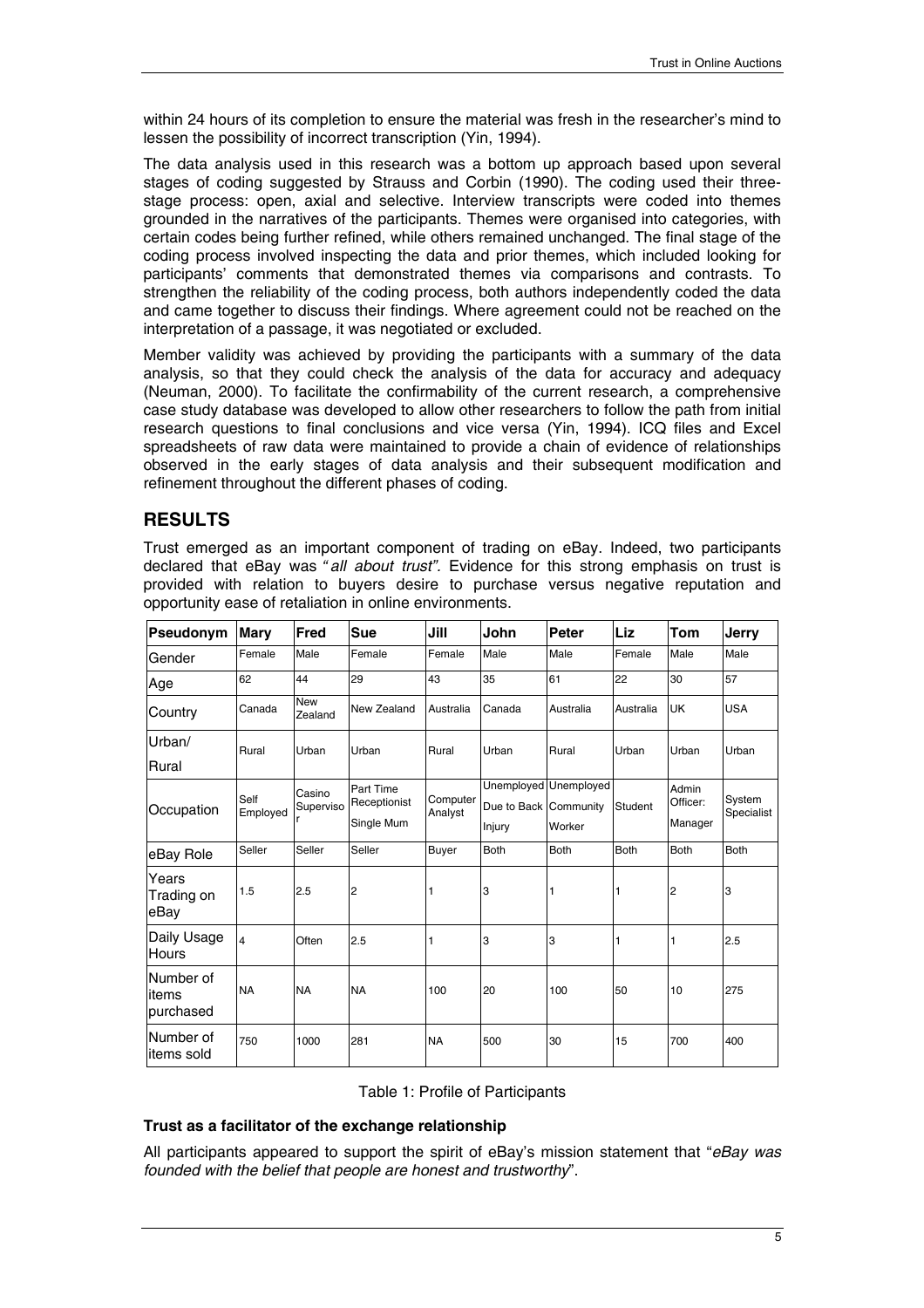within 24 hours of its completion to ensure the material was fresh in the researcher's mind to lessen the possibility of incorrect transcription (Yin, 1994).

The data analysis used in this research was a bottom up approach based upon several stages of coding suggested by Strauss and Corbin (1990). The coding used their three-stage process: open, axial and selective. Interview transcripts were coded into themes grounded in the narratives of the participants. Themes were organised into categories, with certain codes being further refined, while others remained unchanged. The final stage of the coding process involved inspecting the data and prior themes, which included looking for participants' comments that demonstrated themes via comparisons and contrasts. To strengthen the reliability of the coding process, both authors independently coded the data and came together to discuss their findings. Where agreement could not be reached on the interpretation of a passage, it was negotiated or excluded.

Member validity was achieved by providing the participants with a summary of the data analysis, so that they could check the analysis of the data for accuracy and adequacy (Neuman, 2000). To facilitate the confirmability of the current research, a comprehensive case study database was developed to allow other researchers to follow the path from initial research questions to final conclusions and vice versa (Yin, 1994). ICQ files and Excel spreadsheets of raw data were maintained to provide a chain of evidence of relationships observed in the early stages of data analysis and their subsequent modification and refinement throughout the different phases of coding.

## RESULTS

Trust emerged as an important component of trading on eBay. Indeed, two participants declared that eBay was "*all about trust*". Evidence for this strong emphasis on trust is provided with relation to buyers desire to purchase versus negative reputation and opportunity ease of retaliation in online environments.

| Pseudonym | Mary | Fred | Sue | Jill | John | Peter | Liz | Tom | Jerry |
|---|---|---|---|---|---|---|---|---|---|
| Gender | Female | Male | Female | Female | Male | Male | Female | Male | Male |
| Age | 62 | 44 | 29 | 43 | 35 | 61 | 22 | 30 | 57 |
| Country | Canada | New Zealand | New Zealand | Australia | Canada | Australia | Australia | UK | USA |
| Urban/ Rural | Rural | Urban | Urban | Rural | Urban | Rural | Urban | Urban | Urban |
| Occupation | Self Employed | Casino Supervisor | Part Time Receptionist Single Mum | Computer Analyst | Unemployed Due to Back Injury | Unemployed Community Worker | Student | Admin Officer: Manager | System Specialist |
| eBay Role | Seller | Seller | Seller | Buyer | Both | Both | Both | Both | Both |
| Years Trading on eBay | 1.5 | 2.5 | 2 | 1 | 3 | 1 | 1 | 2 | 3 |
| Daily Usage Hours | 4 | Often | 2.5 | 1 | 3 | 3 | 1 | 1 | 2.5 |
| Number of items purchased | NA | NA | NA | 100 | 20 | 100 | 50 | 10 | 275 |
| Number of items sold | 750 | 1000 | 281 | NA | 500 | 30 | 15 | 700 | 400 |

Table 1: Profile of Participants

### Trust as a facilitator of the exchange relationship

All participants appeared to support the spirit of eBay's mission statement that "*eBay was founded with the belief that people are honest and trustworthy*".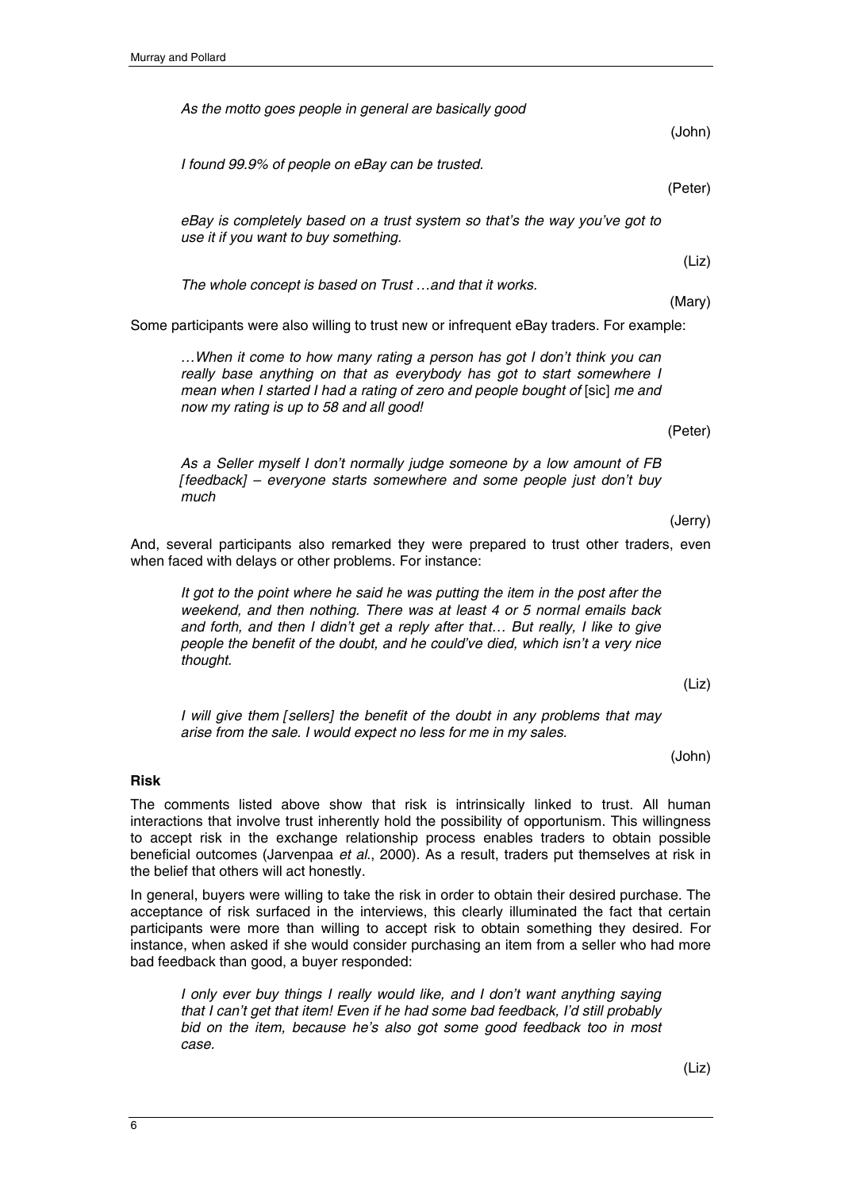*As the motto goes people in general are basically good*

(John)

*I found 99.9% of people on eBay can be trusted.*

(Peter)

*eBay is completely based on a trust system so that's the way you've got to use it if you want to buy something.*

(Liz)

*The whole concept is based on Trust …and that it works.*

(Mary)

Some participants were also willing to trust new or infrequent eBay traders. For example:

*…When it come to how many rating a person has got I don't think you can really base anything on that as everybody has got to start somewhere I mean when I started I had a rating of zero and people bought of* [sic] *me and now my rating is up to 58 and all good!*

(Peter)

*As a Seller myself I don't normally judge someone by a low amount of FB [feedback] – everyone starts somewhere and some people just don't buy much*

(Jerry)

And, several participants also remarked they were prepared to trust other traders, even when faced with delays or other problems. For instance:

*It got to the point where he said he was putting the item in the post after the weekend, and then nothing. There was at least 4 or 5 normal emails back and forth, and then I didn't get a reply after that… But really, I like to give people the benefit of the doubt, and he could've died, which isn't a very nice thought.*

(Liz)

*I will give them [sellers] the benefit of the doubt in any problems that may arise from the sale. I would expect no less for me in my sales.*

(John)

**Risk**

The comments listed above show that risk is intrinsically linked to trust. All human interactions that involve trust inherently hold the possibility of opportunism. This willingness to accept risk in the exchange relationship process enables traders to obtain possible beneficial outcomes (Jarvenpaa *et al.*, 2000). As a result, traders put themselves at risk in the belief that others will act honestly.

In general, buyers were willing to take the risk in order to obtain their desired purchase. The acceptance of risk surfaced in the interviews, this clearly illuminated the fact that certain participants were more than willing to accept risk to obtain something they desired. For instance, when asked if she would consider purchasing an item from a seller who had more bad feedback than good, a buyer responded:

*I only ever buy things I really would like, and I don't want anything saying that I can't get that item! Even if he had some bad feedback, I'd still probably bid on the item, because he's also got some good feedback too in most case.*

(Liz)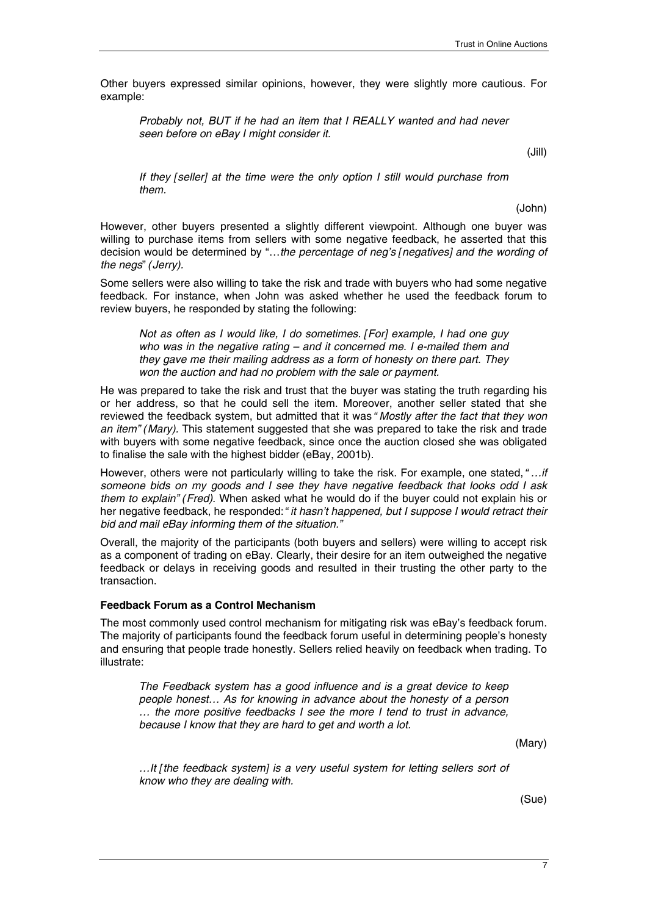Other buyers expressed similar opinions, however, they were slightly more cautious. For example:

> *Probably not, BUT if he had an item that I REALLY wanted and had never seen before on eBay I might consider it.*
>
> (Jill)

> *If they [seller] at the time were the only option I still would purchase from them.*
>
> (John)

However, other buyers presented a slightly different viewpoint. Although one buyer was willing to purchase items from sellers with some negative feedback, he asserted that this decision would be determined by "…*the percentage of neg's [negatives] and the wording of the negs*" *(Jerry).*

Some sellers were also willing to take the risk and trade with buyers who had some negative feedback. For instance, when John was asked whether he used the feedback forum to review buyers, he responded by stating the following:

> *Not as often as I would like, I do sometimes. [For] example, I had one guy who was in the negative rating – and it concerned me. I e-mailed them and they gave me their mailing address as a form of honesty on there part. They won the auction and had no problem with the sale or payment.*

He was prepared to take the risk and trust that the buyer was stating the truth regarding his or her address, so that he could sell the item. Moreover, another seller stated that she reviewed the feedback system, but admitted that it was *" Mostly after the fact that they won an item" (Mary).* This statement suggested that she was prepared to take the risk and trade with buyers with some negative feedback, since once the auction closed she was obligated to finalise the sale with the highest bidder (eBay, 2001b).

However, others were not particularly willing to take the risk. For example, one stated, *" …if someone bids on my goods and I see they have negative feedback that looks odd I ask them to explain" (Fred).* When asked what he would do if the buyer could not explain his or her negative feedback, he responded: *" it hasn't happened, but I suppose I would retract their bid and mail eBay informing them of the situation."*

Overall, the majority of the participants (both buyers and sellers) were willing to accept risk as a component of trading on eBay. Clearly, their desire for an item outweighed the negative feedback or delays in receiving goods and resulted in their trusting the other party to the transaction.

**Feedback Forum as a Control Mechanism**

The most commonly used control mechanism for mitigating risk was eBay's feedback forum. The majority of participants found the feedback forum useful in determining people's honesty and ensuring that people trade honestly. Sellers relied heavily on feedback when trading. To illustrate:

> *The Feedback system has a good influence and is a great device to keep people honest… As for knowing in advance about the honesty of a person … the more positive feedbacks I see the more I tend to trust in advance, because I know that they are hard to get and worth a lot.*
>
> (Mary)

> *…It [the feedback system] is a very useful system for letting sellers sort of know who they are dealing with.*
>
> (Sue)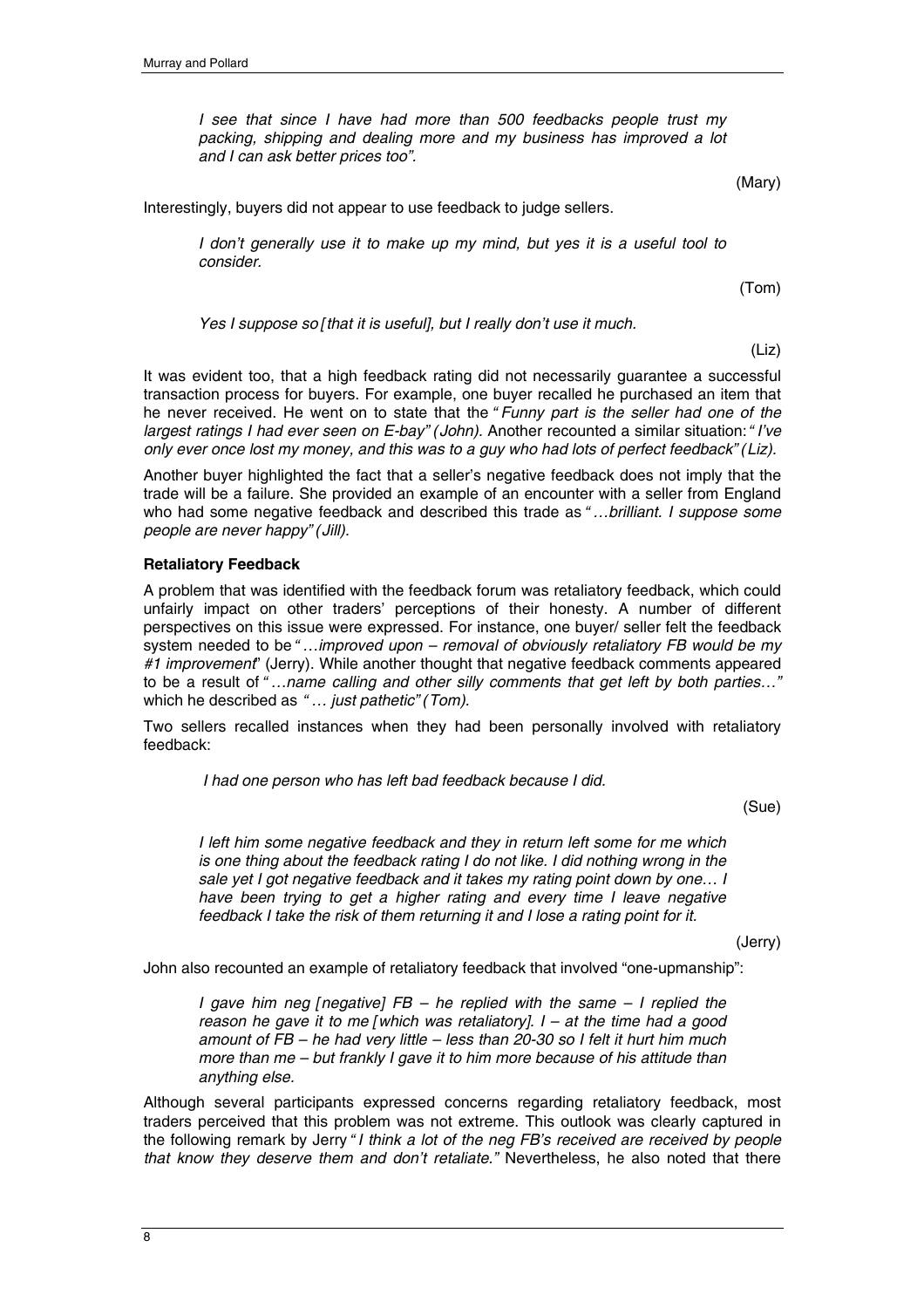> *I see that since I have had more than 500 feedbacks people trust my packing, shipping and dealing more and my business has improved a lot and I can ask better prices too".*
>
> (Mary)

Interestingly, buyers did not appear to use feedback to judge sellers.

> *I don't generally use it to make up my mind, but yes it is a useful tool to consider.*
>
> (Tom)

> *Yes I suppose so [that it is useful], but I really don't use it much.*
>
> (Liz)

It was evident too, that a high feedback rating did not necessarily guarantee a successful transaction process for buyers. For example, one buyer recalled he purchased an item that he never received. He went on to state that the *"Funny part is the seller had one of the largest ratings I had ever seen on E-bay" (John).* Another recounted a similar situation: *"I've only ever once lost my money, and this was to a guy who had lots of perfect feedback" (Liz).*

Another buyer highlighted the fact that a seller's negative feedback does not imply that the trade will be a failure. She provided an example of an encounter with a seller from England who had some negative feedback and described this trade as *"…brilliant. I suppose some people are never happy" (Jill).*

**Retaliatory Feedback**

A problem that was identified with the feedback forum was retaliatory feedback, which could unfairly impact on other traders' perceptions of their honesty. A number of different perspectives on this issue were expressed. For instance, one buyer/ seller felt the feedback system needed to be *"…improved upon – removal of obviously retaliatory FB would be my #1 improvement*" (Jerry). While another thought that negative feedback comments appeared to be a result of *"…name calling and other silly comments that get left by both parties…"* which he described as *"… just pathetic" (Tom).*

Two sellers recalled instances when they had been personally involved with retaliatory feedback:

> *I had one person who has left bad feedback because I did.*
>
> (Sue)

> *I left him some negative feedback and they in return left some for me which is one thing about the feedback rating I do not like. I did nothing wrong in the sale yet I got negative feedback and it takes my rating point down by one… I have been trying to get a higher rating and every time I leave negative feedback I take the risk of them returning it and I lose a rating point for it.*
>
> (Jerry)

John also recounted an example of retaliatory feedback that involved "one-upmanship":

> *I gave him neg [negative] FB – he replied with the same – I replied the reason he gave it to me [which was retaliatory]. I – at the time had a good amount of FB – he had very little – less than 20-30 so I felt it hurt him much more than me – but frankly I gave it to him more because of his attitude than anything else.*

Although several participants expressed concerns regarding retaliatory feedback, most traders perceived that this problem was not extreme. This outlook was clearly captured in the following remark by Jerry *"I think a lot of the neg FB's received are received by people that know they deserve them and don't retaliate."* Nevertheless, he also noted that there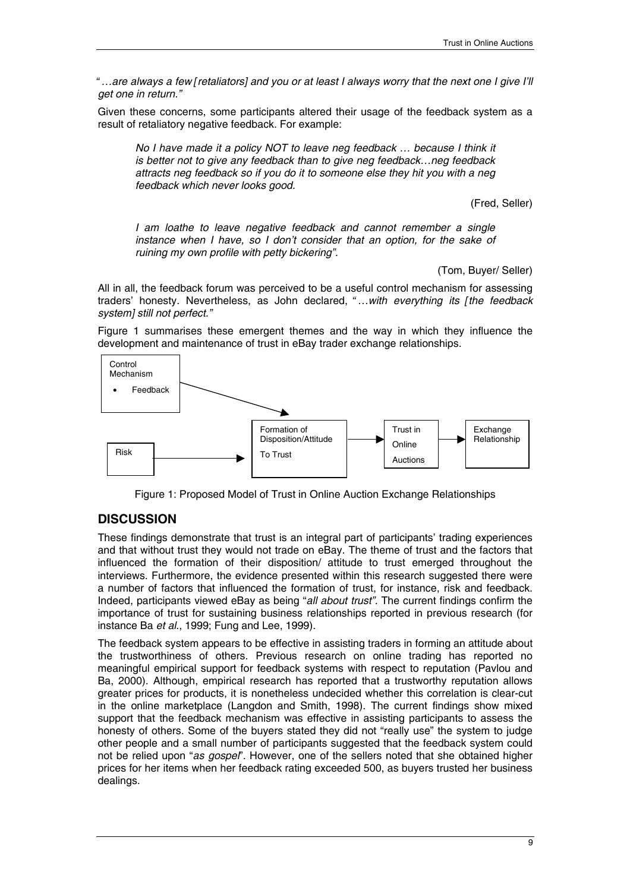*"…are always a few [retaliators] and you or at least I always worry that the next one I give I'll get one in return."*

Given these concerns, some participants altered their usage of the feedback system as a result of retaliatory negative feedback. For example:

> *No I have made it a policy NOT to leave neg feedback … because I think it is better not to give any feedback than to give neg feedback…neg feedback attracts neg feedback so if you do it to someone else they hit you with a neg feedback which never looks good.*
>
> (Fred, Seller)

> *I am loathe to leave negative feedback and cannot remember a single instance when I have, so I don't consider that an option, for the sake of ruining my own profile with petty bickering".*
>
> (Tom, Buyer/ Seller)

All in all, the feedback forum was perceived to be a useful control mechanism for assessing traders' honesty. Nevertheless, as John declared, *"…with everything its [the feedback system] still not perfect."*

Figure 1 summarises these emergent themes and the way in which they influence the development and maintenance of trust in eBay trader exchange relationships.

Control Mechanism
- Feedback

Risk

Formation of Disposition/Attitude To Trust → Trust in Online Auctions → Exchange Relationship

Figure 1: Proposed Model of Trust in Online Auction Exchange Relationships

## DISCUSSION

These findings demonstrate that trust is an integral part of participants' trading experiences and that without trust they would not trade on eBay. The theme of trust and the factors that influenced the formation of their disposition/ attitude to trust emerged throughout the interviews. Furthermore, the evidence presented within this research suggested there were a number of factors that influenced the formation of trust, for instance, risk and feedback. Indeed, participants viewed eBay as being "*all about trust".* The current findings confirm the importance of trust for sustaining business relationships reported in previous research (for instance Ba *et al*., 1999; Fung and Lee, 1999).

The feedback system appears to be effective in assisting traders in forming an attitude about the trustworthiness of others. Previous research on online trading has reported no meaningful empirical support for feedback systems with respect to reputation (Pavlou and Ba, 2000). Although, empirical research has reported that a trustworthy reputation allows greater prices for products, it is nonetheless undecided whether this correlation is clear-cut in the online marketplace (Langdon and Smith, 1998). The current findings show mixed support that the feedback mechanism was effective in assisting participants to assess the honesty of others. Some of the buyers stated they did not "really use" the system to judge other people and a small number of participants suggested that the feedback system could not be relied upon "*as gospel*". However, one of the sellers noted that she obtained higher prices for her items when her feedback rating exceeded 500, as buyers trusted her business dealings.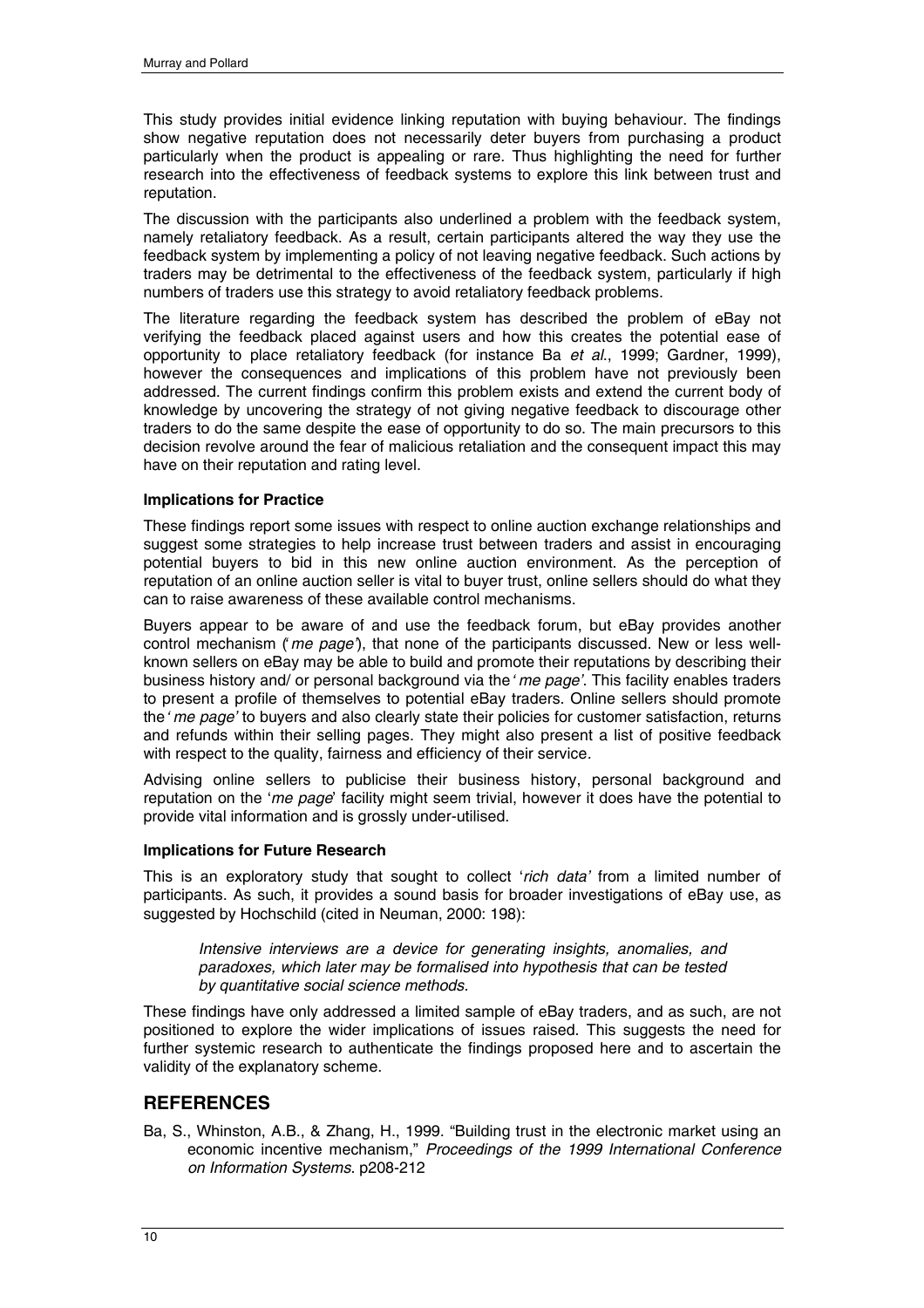This study provides initial evidence linking reputation with buying behaviour. The findings show negative reputation does not necessarily deter buyers from purchasing a product particularly when the product is appealing or rare. Thus highlighting the need for further research into the effectiveness of feedback systems to explore this link between trust and reputation.

The discussion with the participants also underlined a problem with the feedback system, namely retaliatory feedback. As a result, certain participants altered the way they use the feedback system by implementing a policy of not leaving negative feedback. Such actions by traders may be detrimental to the effectiveness of the feedback system, particularly if high numbers of traders use this strategy to avoid retaliatory feedback problems.

The literature regarding the feedback system has described the problem of eBay not verifying the feedback placed against users and how this creates the potential ease of opportunity to place retaliatory feedback (for instance Ba *et al*., 1999; Gardner, 1999), however the consequences and implications of this problem have not previously been addressed. The current findings confirm this problem exists and extend the current body of knowledge by uncovering the strategy of not giving negative feedback to discourage other traders to do the same despite the ease of opportunity to do so. The main precursors to this decision revolve around the fear of malicious retaliation and the consequent impact this may have on their reputation and rating level.

### Implications for Practice

These findings report some issues with respect to online auction exchange relationships and suggest some strategies to help increase trust between traders and assist in encouraging potential buyers to bid in this new online auction environment. As the perception of reputation of an online auction seller is vital to buyer trust, online sellers should do what they can to raise awareness of these available control mechanisms.

Buyers appear to be aware of and use the feedback forum, but eBay provides another control mechanism ('*me page*'), that none of the participants discussed. New or less well-known sellers on eBay may be able to build and promote their reputations by describing their business history and/ or personal background via the '*me page'*. This facility enables traders to present a profile of themselves to potential eBay traders. Online sellers should promote the '*me page'* to buyers and also clearly state their policies for customer satisfaction, returns and refunds within their selling pages. They might also present a list of positive feedback with respect to the quality, fairness and efficiency of their service.

Advising online sellers to publicise their business history, personal background and reputation on the '*me page*' facility might seem trivial, however it does have the potential to provide vital information and is grossly under-utilised.

### Implications for Future Research

This is an exploratory study that sought to collect '*rich data'* from a limited number of participants. As such, it provides a sound basis for broader investigations of eBay use, as suggested by Hochschild (cited in Neuman, 2000: 198):

> *Intensive interviews are a device for generating insights, anomalies, and paradoxes, which later may be formalised into hypothesis that can be tested by quantitative social science methods.*

These findings have only addressed a limited sample of eBay traders, and as such, are not positioned to explore the wider implications of issues raised. This suggests the need for further systemic research to authenticate the findings proposed here and to ascertain the validity of the explanatory scheme.

## REFERENCES

Ba, S., Whinston, A.B., & Zhang, H., 1999. "Building trust in the electronic market using an economic incentive mechanism," *Proceedings of the 1999 International Conference on Information Systems*. p208-212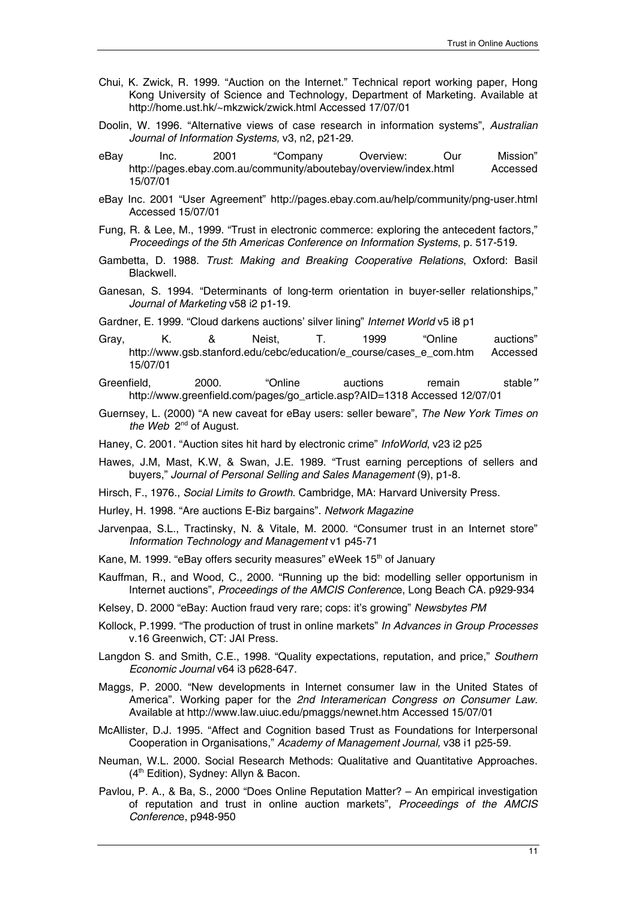Chui, K. Zwick, R. 1999. "Auction on the Internet." Technical report working paper, Hong Kong University of Science and Technology, Department of Marketing. Available at http://home.ust.hk/~mkzwick/zwick.html Accessed 17/07/01

Doolin, W. 1996. "Alternative views of case research in information systems", *Australian Journal of Information Systems,* v3, n2, p21-29.

eBay Inc. 2001 "Company Overview: Our Mission" http://pages.ebay.com.au/community/aboutebay/overview/index.html Accessed 15/07/01

eBay Inc. 2001 "User Agreement" http://pages.ebay.com.au/help/community/png-user.html Accessed 15/07/01

Fung, R. & Lee, M., 1999. "Trust in electronic commerce: exploring the antecedent factors," *Proceedings of the 5th Americas Conference on Information Systems*, p. 517-519.

Gambetta, D. 1988. *Trust*: *Making and Breaking Cooperative Relations*, Oxford: Basil Blackwell.

Ganesan, S. 1994. "Determinants of long-term orientation in buyer-seller relationships," *Journal of Marketing* v58 i2 p1-19.

Gardner, E. 1999. "Cloud darkens auctions' silver lining" *Internet World* v5 i8 p1

Gray, K. & Neist, T. 1999 "Online auctions" http://www.gsb.stanford.edu/cebc/education/e_course/cases_e_com.htm Accessed 15/07/01

Greenfield, 2000. "Online auctions remain stable*"* http://www.greenfield.com/pages/go_article.asp?AID=1318 Accessed 12/07/01

Guernsey, L. (2000) "A new caveat for eBay users: seller beware", *The New York Times on the Web* 2nd of August.

Haney, C. 2001. "Auction sites hit hard by electronic crime" *InfoWorld*, v23 i2 p25

Hawes, J.M, Mast, K.W, & Swan, J.E. 1989. "Trust earning perceptions of sellers and buyers," *Journal of Personal Selling and Sales Management* (9), p1-8.

Hirsch, F., 1976., *Social Limits to Growth*. Cambridge, MA: Harvard University Press.

Hurley, H. 1998. "Are auctions E-Biz bargains". *Network Magazine*

Jarvenpaa, S.L., Tractinsky, N. & Vitale, M. 2000. "Consumer trust in an Internet store" *Information Technology and Management* v1 p45-71

Kane, M. 1999. "eBay offers security measures" eWeek 15th of January

Kauffman, R., and Wood, C., 2000. "Running up the bid: modelling seller opportunism in Internet auctions", *Proceedings of the AMCIS Conferenc*e, Long Beach CA. p929-934

Kelsey, D. 2000 "eBay: Auction fraud very rare; cops: it's growing" *Newsbytes PM*

Kollock, P.1999. "The production of trust in online markets" *In Advances in Group Processes* v.16 Greenwich, CT: JAI Press.

Langdon S. and Smith, C.E., 1998. "Quality expectations, reputation, and price," *Southern Economic Journal* v64 i3 p628-647.

Maggs, P. 2000. "New developments in Internet consumer law in the United States of America". Working paper for the *2nd Interamerican Congress on Consumer Law*. Available at http://www.law.uiuc.edu/pmaggs/newnet.htm Accessed 15/07/01

McAllister, D.J. 1995. "Affect and Cognition based Trust as Foundations for Interpersonal Cooperation in Organisations," *Academy of Management Journal,* v38 i1 p25-59.

Neuman, W.L. 2000. Social Research Methods: Qualitative and Quantitative Approaches. (4th Edition), Sydney: Allyn & Bacon.

Pavlou, P. A., & Ba, S., 2000 "Does Online Reputation Matter? – An empirical investigation of reputation and trust in online auction markets", *Proceedings of the AMCIS Conferenc*e, p948-950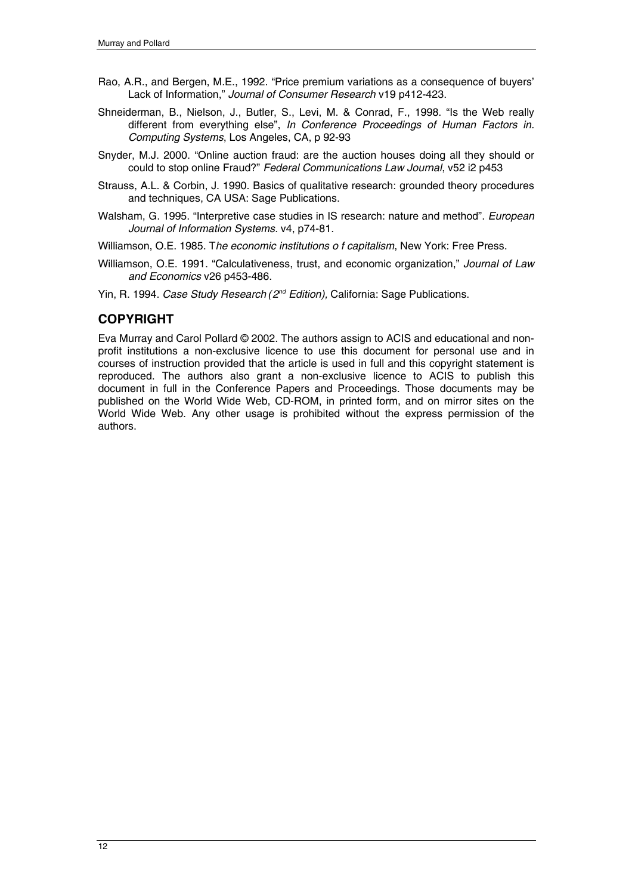Rao, A.R., and Bergen, M.E., 1992. "Price premium variations as a consequence of buyers' Lack of Information," *Journal of Consumer Research* v19 p412-423.

Shneiderman, B., Nielson, J., Butler, S., Levi, M. & Conrad, F., 1998. "Is the Web really different from everything else", *In Conference Proceedings of Human Factors in. Computing Systems*, Los Angeles, CA, p 92-93

Snyder, M.J. 2000. "Online auction fraud: are the auction houses doing all they should or could to stop online Fraud?" *Federal Communications Law Journal*, v52 i2 p453

Strauss, A.L. & Corbin, J. 1990. Basics of qualitative research: grounded theory procedures and techniques, CA USA: Sage Publications.

Walsham, G. 1995. "Interpretive case studies in IS research: nature and method". *European Journal of Information Systems*. v4, p74-81.

Williamson, O.E. 1985. T*he economic institutions o f capitalism*, New York: Free Press.

Williamson, O.E. 1991. "Calculativeness, trust, and economic organization," *Journal of Law and Economics* v26 p453-486.

Yin, R. 1994. *Case Study Research (2nd Edition),* California: Sage Publications.

## COPYRIGHT

Eva Murray and Carol Pollard © 2002. The authors assign to ACIS and educational and non-profit institutions a non-exclusive licence to use this document for personal use and in courses of instruction provided that the article is used in full and this copyright statement is reproduced. The authors also grant a non-exclusive licence to ACIS to publish this document in full in the Conference Papers and Proceedings. Those documents may be published on the World Wide Web, CD-ROM, in printed form, and on mirror sites on the World Wide Web. Any other usage is prohibited without the express permission of the authors.